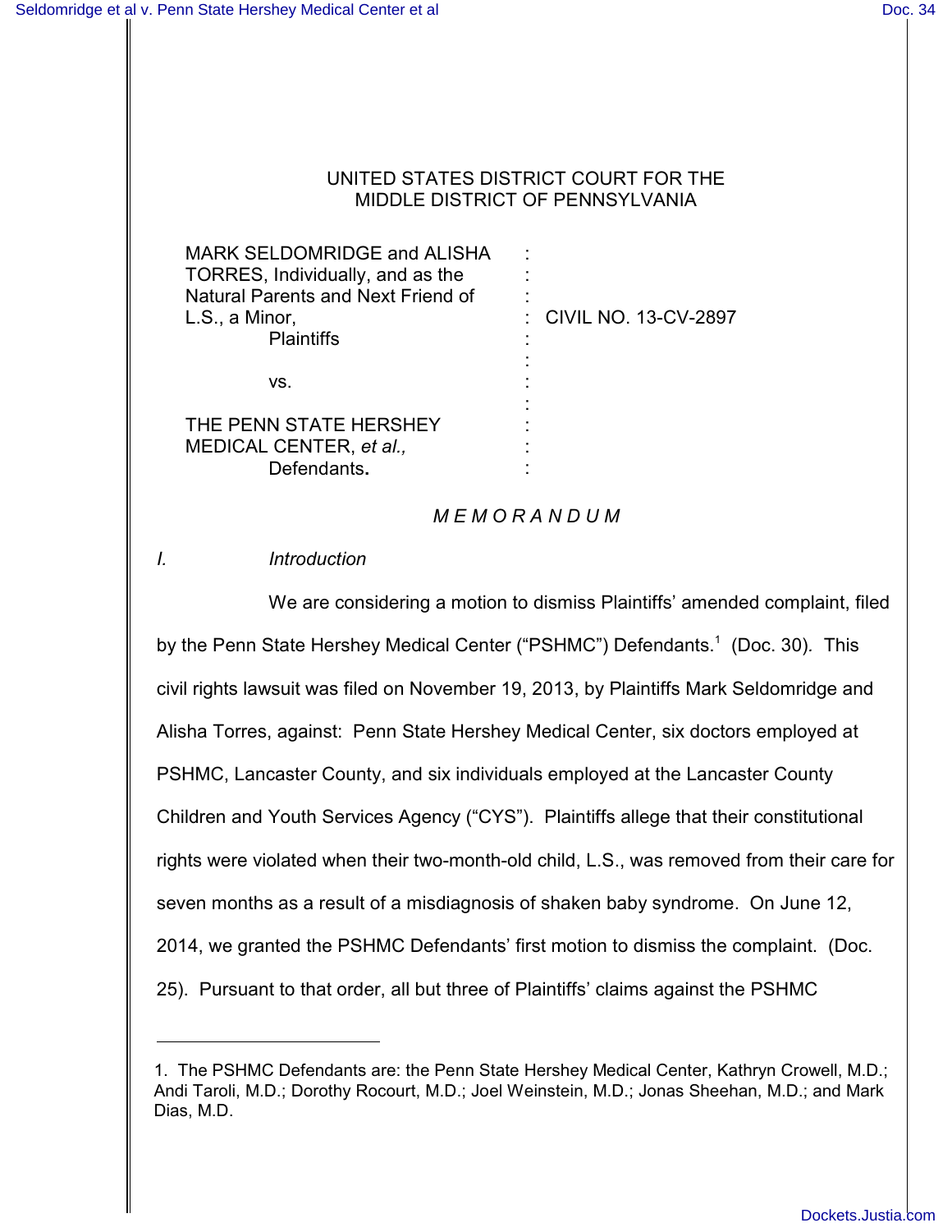UNITED STATES DISTRICT COURT FOR THE
MIDDLE DISTRICT OF PENNSYLVANIA

| | | |
|---|---|---|
| MARK SELDOMRIDGE and ALISHA TORRES, Individually, and as the Natural Parents and Next Friend of L.S., a Minor, Plaintiffs | : | CIVIL NO. 13-CV-2897 |
| vs. | : | |
| THE PENN STATE HERSHEY MEDICAL CENTER, *et al.,* Defendants**.** | : | |

## *M E M O R A N D U M*

### *I. Introduction*

We are considering a motion to dismiss Plaintiffs' amended complaint, filed by the Penn State Hershey Medical Center ("PSHMC") Defendants.[1] (Doc. 30). This civil rights lawsuit was filed on November 19, 2013, by Plaintiffs Mark Seldomridge and Alisha Torres, against: Penn State Hershey Medical Center, six doctors employed at PSHMC, Lancaster County, and six individuals employed at the Lancaster County Children and Youth Services Agency ("CYS"). Plaintiffs allege that their constitutional rights were violated when their two-month-old child, L.S., was removed from their care for seven months as a result of a misdiagnosis of shaken baby syndrome. On June 12, 2014, we granted the PSHMC Defendants' first motion to dismiss the complaint. (Doc. 25). Pursuant to that order, all but three of Plaintiffs' claims against the PSHMC

---

1. The PSHMC Defendants are: the Penn State Hershey Medical Center, Kathryn Crowell, M.D.; Andi Taroli, M.D.; Dorothy Rocourt, M.D.; Joel Weinstein, M.D.; Jonas Sheehan, M.D.; and Mark Dias, M.D.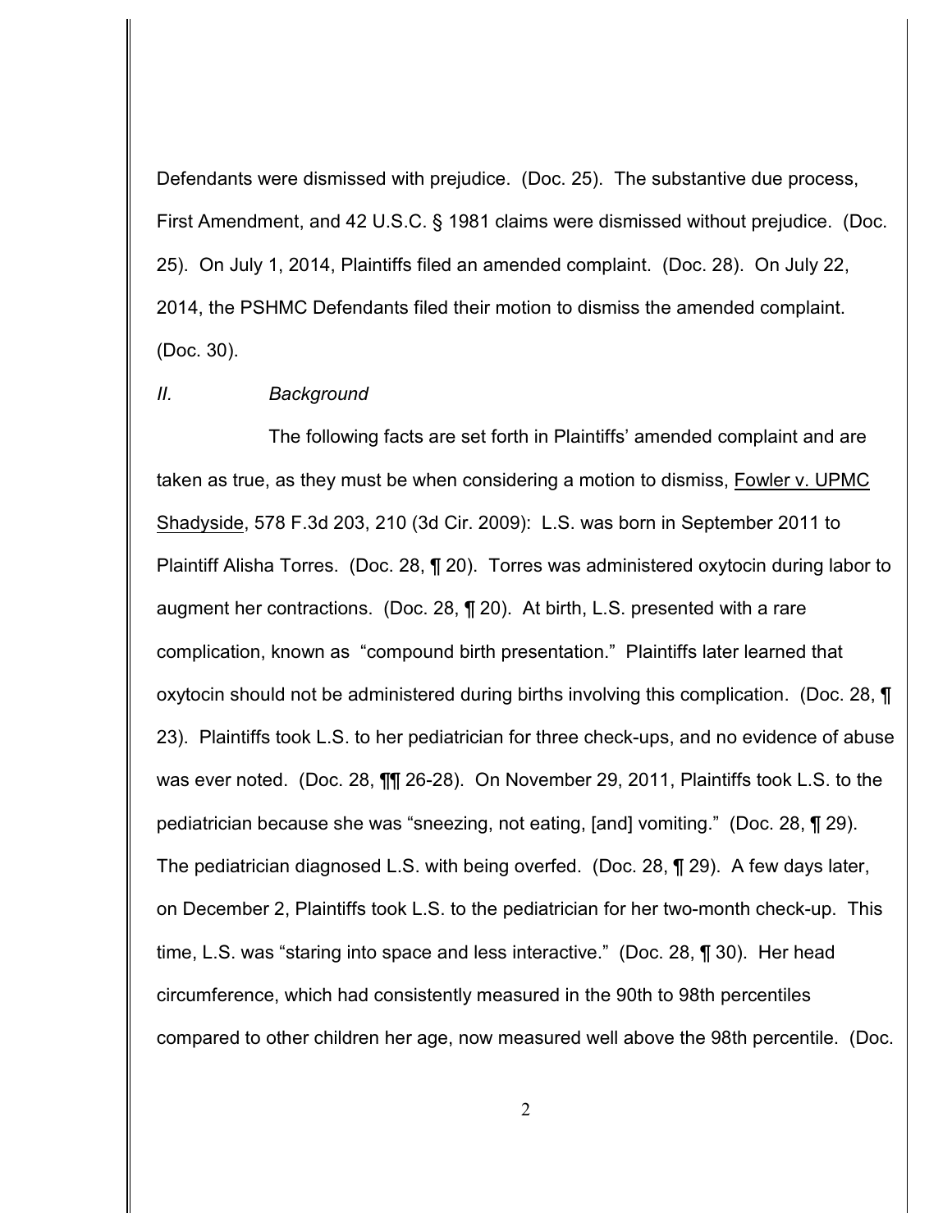Defendants were dismissed with prejudice. (Doc. 25). The substantive due process, First Amendment, and 42 U.S.C. § 1981 claims were dismissed without prejudice. (Doc. 25). On July 1, 2014, Plaintiffs filed an amended complaint. (Doc. 28). On July 22, 2014, the PSHMC Defendants filed their motion to dismiss the amended complaint. (Doc. 30).

## *II. Background*

The following facts are set forth in Plaintiffs' amended complaint and are taken as true, as they must be when considering a motion to dismiss, Fowler v. UPMC Shadyside, 578 F.3d 203, 210 (3d Cir. 2009): L.S. was born in September 2011 to Plaintiff Alisha Torres. (Doc. 28, ¶ 20). Torres was administered oxytocin during labor to augment her contractions. (Doc. 28, ¶ 20). At birth, L.S. presented with a rare complication, known as "compound birth presentation." Plaintiffs later learned that oxytocin should not be administered during births involving this complication. (Doc. 28, ¶ 23). Plaintiffs took L.S. to her pediatrician for three check-ups, and no evidence of abuse was ever noted. (Doc. 28, ¶¶ 26-28). On November 29, 2011, Plaintiffs took L.S. to the pediatrician because she was "sneezing, not eating, [and] vomiting." (Doc. 28, ¶ 29). The pediatrician diagnosed L.S. with being overfed. (Doc. 28, ¶ 29). A few days later, on December 2, Plaintiffs took L.S. to the pediatrician for her two-month check-up. This time, L.S. was "staring into space and less interactive." (Doc. 28, ¶ 30). Her head circumference, which had consistently measured in the 90th to 98th percentiles compared to other children her age, now measured well above the 98th percentile. (Doc.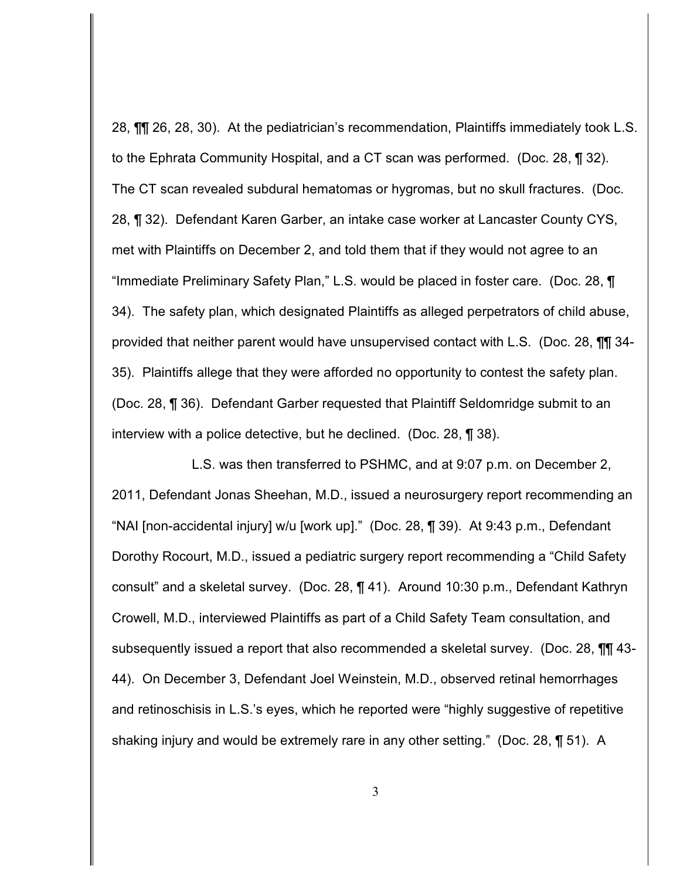28, ¶¶ 26, 28, 30). At the pediatrician's recommendation, Plaintiffs immediately took L.S. to the Ephrata Community Hospital, and a CT scan was performed. (Doc. 28, ¶ 32). The CT scan revealed subdural hematomas or hygromas, but no skull fractures. (Doc. 28, ¶ 32). Defendant Karen Garber, an intake case worker at Lancaster County CYS, met with Plaintiffs on December 2, and told them that if they would not agree to an "Immediate Preliminary Safety Plan," L.S. would be placed in foster care. (Doc. 28, ¶ 34). The safety plan, which designated Plaintiffs as alleged perpetrators of child abuse, provided that neither parent would have unsupervised contact with L.S. (Doc. 28, ¶¶ 34-35). Plaintiffs allege that they were afforded no opportunity to contest the safety plan. (Doc. 28, ¶ 36). Defendant Garber requested that Plaintiff Seldomridge submit to an interview with a police detective, but he declined. (Doc. 28, ¶ 38).

L.S. was then transferred to PSHMC, and at 9:07 p.m. on December 2, 2011, Defendant Jonas Sheehan, M.D., issued a neurosurgery report recommending an "NAI [non-accidental injury] w/u [work up]." (Doc. 28, ¶ 39). At 9:43 p.m., Defendant Dorothy Rocourt, M.D., issued a pediatric surgery report recommending a "Child Safety consult" and a skeletal survey. (Doc. 28, ¶ 41). Around 10:30 p.m., Defendant Kathryn Crowell, M.D., interviewed Plaintiffs as part of a Child Safety Team consultation, and subsequently issued a report that also recommended a skeletal survey. (Doc. 28, ¶¶ 43-44). On December 3, Defendant Joel Weinstein, M.D., observed retinal hemorrhages and retinoschisis in L.S.'s eyes, which he reported were "highly suggestive of repetitive shaking injury and would be extremely rare in any other setting." (Doc. 28, ¶ 51). A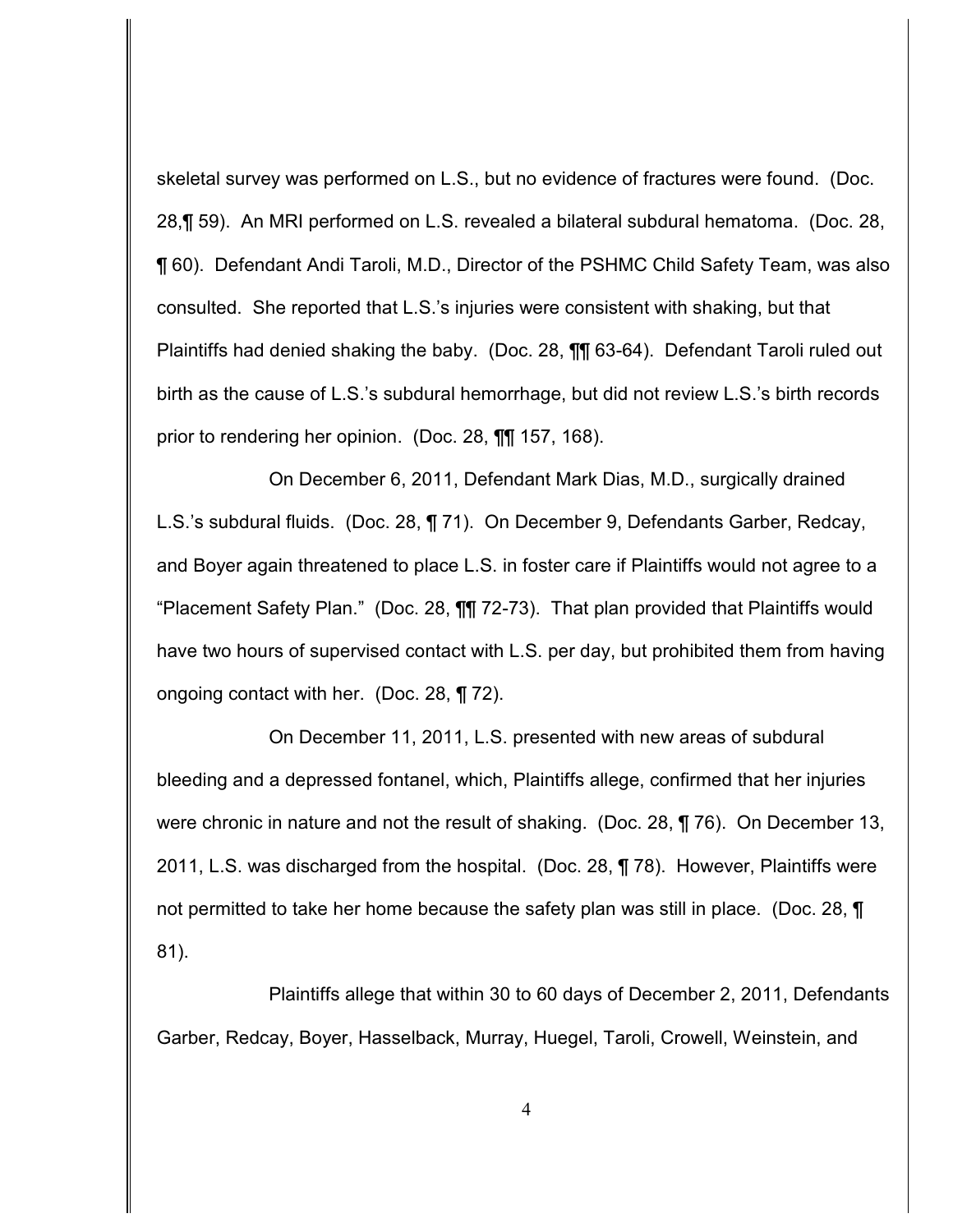skeletal survey was performed on L.S., but no evidence of fractures were found. (Doc. 28,¶ 59). An MRI performed on L.S. revealed a bilateral subdural hematoma. (Doc. 28, ¶ 60). Defendant Andi Taroli, M.D., Director of the PSHMC Child Safety Team, was also consulted. She reported that L.S.'s injuries were consistent with shaking, but that Plaintiffs had denied shaking the baby. (Doc. 28, ¶¶ 63-64). Defendant Taroli ruled out birth as the cause of L.S.'s subdural hemorrhage, but did not review L.S.'s birth records prior to rendering her opinion. (Doc. 28, ¶¶ 157, 168).

On December 6, 2011, Defendant Mark Dias, M.D., surgically drained L.S.'s subdural fluids. (Doc. 28, ¶ 71). On December 9, Defendants Garber, Redcay, and Boyer again threatened to place L.S. in foster care if Plaintiffs would not agree to a "Placement Safety Plan." (Doc. 28, ¶¶ 72-73). That plan provided that Plaintiffs would have two hours of supervised contact with L.S. per day, but prohibited them from having ongoing contact with her. (Doc. 28, ¶ 72).

On December 11, 2011, L.S. presented with new areas of subdural bleeding and a depressed fontanel, which, Plaintiffs allege, confirmed that her injuries were chronic in nature and not the result of shaking. (Doc. 28, ¶ 76). On December 13, 2011, L.S. was discharged from the hospital. (Doc. 28, ¶ 78). However, Plaintiffs were not permitted to take her home because the safety plan was still in place. (Doc. 28, ¶ 81).

Plaintiffs allege that within 30 to 60 days of December 2, 2011, Defendants Garber, Redcay, Boyer, Hasselback, Murray, Huegel, Taroli, Crowell, Weinstein, and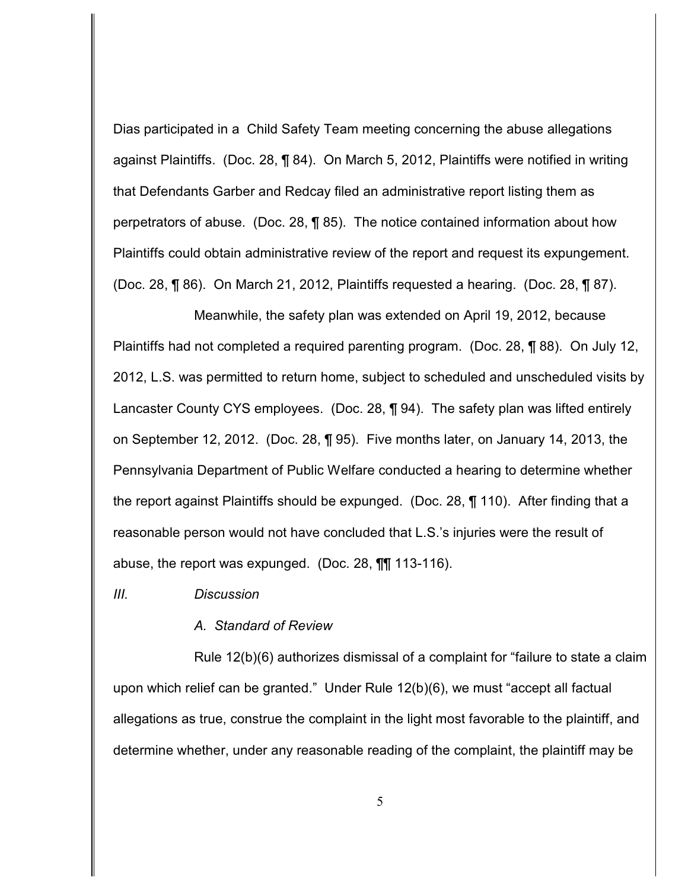Dias participated in a Child Safety Team meeting concerning the abuse allegations against Plaintiffs. (Doc. 28, ¶ 84). On March 5, 2012, Plaintiffs were notified in writing that Defendants Garber and Redcay filed an administrative report listing them as perpetrators of abuse. (Doc. 28, ¶ 85). The notice contained information about how Plaintiffs could obtain administrative review of the report and request its expungement. (Doc. 28, ¶ 86). On March 21, 2012, Plaintiffs requested a hearing. (Doc. 28, ¶ 87).

Meanwhile, the safety plan was extended on April 19, 2012, because Plaintiffs had not completed a required parenting program. (Doc. 28, ¶ 88). On July 12, 2012, L.S. was permitted to return home, subject to scheduled and unscheduled visits by Lancaster County CYS employees. (Doc. 28, ¶ 94). The safety plan was lifted entirely on September 12, 2012. (Doc. 28, ¶ 95). Five months later, on January 14, 2013, the Pennsylvania Department of Public Welfare conducted a hearing to determine whether the report against Plaintiffs should be expunged. (Doc. 28, ¶ 110). After finding that a reasonable person would not have concluded that L.S.'s injuries were the result of abuse, the report was expunged. (Doc. 28, ¶¶ 113-116).

## *III. Discussion*

### *A. Standard of Review*

Rule 12(b)(6) authorizes dismissal of a complaint for "failure to state a claim upon which relief can be granted." Under Rule 12(b)(6), we must "accept all factual allegations as true, construe the complaint in the light most favorable to the plaintiff, and determine whether, under any reasonable reading of the complaint, the plaintiff may be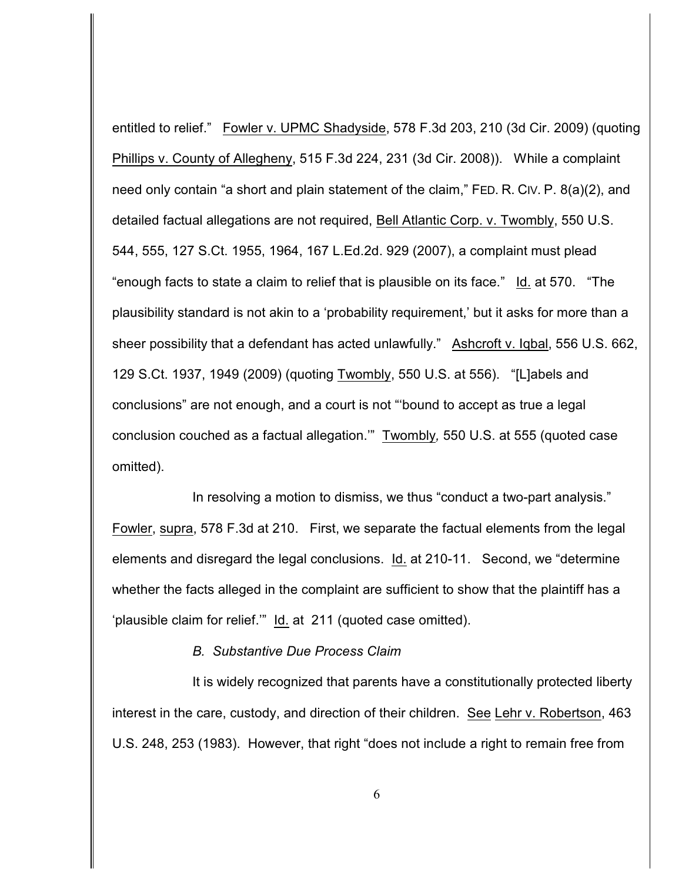entitled to relief." Fowler v. UPMC Shadyside, 578 F.3d 203, 210 (3d Cir. 2009) (quoting Phillips v. County of Allegheny, 515 F.3d 224, 231 (3d Cir. 2008)). While a complaint need only contain "a short and plain statement of the claim," FED. R. CIV. P. 8(a)(2), and detailed factual allegations are not required, Bell Atlantic Corp. v. Twombly, 550 U.S. 544, 555, 127 S.Ct. 1955, 1964, 167 L.Ed.2d. 929 (2007), a complaint must plead "enough facts to state a claim to relief that is plausible on its face." Id. at 570. "The plausibility standard is not akin to a 'probability requirement,' but it asks for more than a sheer possibility that a defendant has acted unlawfully." Ashcroft v. Iqbal, 556 U.S. 662, 129 S.Ct. 1937, 1949 (2009) (quoting Twombly, 550 U.S. at 556). "[L]abels and conclusions" are not enough, and a court is not "'bound to accept as true a legal conclusion couched as a factual allegation.'" Twombly*,* 550 U.S. at 555 (quoted case omitted).

In resolving a motion to dismiss, we thus "conduct a two-part analysis." Fowler, supra, 578 F.3d at 210. First, we separate the factual elements from the legal elements and disregard the legal conclusions. Id. at 210-11. Second, we "determine whether the facts alleged in the complaint are sufficient to show that the plaintiff has a 'plausible claim for relief.'" Id. at 211 (quoted case omitted).

*B. Substantive Due Process Claim*

It is widely recognized that parents have a constitutionally protected liberty interest in the care, custody, and direction of their children. See Lehr v. Robertson, 463 U.S. 248, 253 (1983). However, that right "does not include a right to remain free from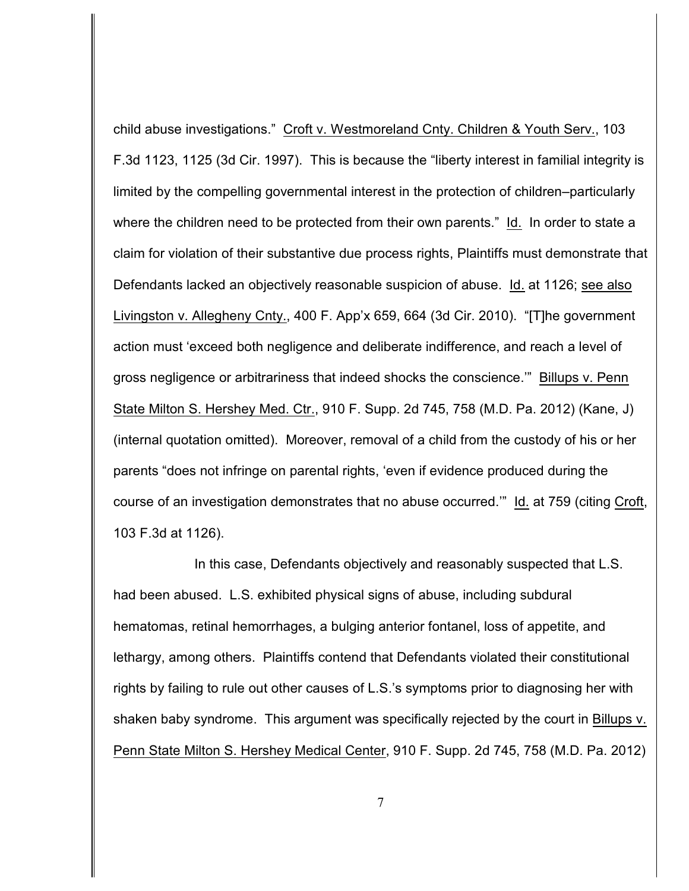child abuse investigations." Croft v. Westmoreland Cnty. Children & Youth Serv., 103 F.3d 1123, 1125 (3d Cir. 1997). This is because the "liberty interest in familial integrity is limited by the compelling governmental interest in the protection of children–particularly where the children need to be protected from their own parents." Id. In order to state a claim for violation of their substantive due process rights, Plaintiffs must demonstrate that Defendants lacked an objectively reasonable suspicion of abuse. Id. at 1126; see also Livingston v. Allegheny Cnty., 400 F. App'x 659, 664 (3d Cir. 2010). "[T]he government action must 'exceed both negligence and deliberate indifference, and reach a level of gross negligence or arbitrariness that indeed shocks the conscience.'" Billups v. Penn State Milton S. Hershey Med. Ctr., 910 F. Supp. 2d 745, 758 (M.D. Pa. 2012) (Kane, J) (internal quotation omitted). Moreover, removal of a child from the custody of his or her parents "does not infringe on parental rights, 'even if evidence produced during the course of an investigation demonstrates that no abuse occurred.'" Id. at 759 (citing Croft, 103 F.3d at 1126).

In this case, Defendants objectively and reasonably suspected that L.S. had been abused. L.S. exhibited physical signs of abuse, including subdural hematomas, retinal hemorrhages, a bulging anterior fontanel, loss of appetite, and lethargy, among others. Plaintiffs contend that Defendants violated their constitutional rights by failing to rule out other causes of L.S.'s symptoms prior to diagnosing her with shaken baby syndrome. This argument was specifically rejected by the court in Billups v. Penn State Milton S. Hershey Medical Center, 910 F. Supp. 2d 745, 758 (M.D. Pa. 2012)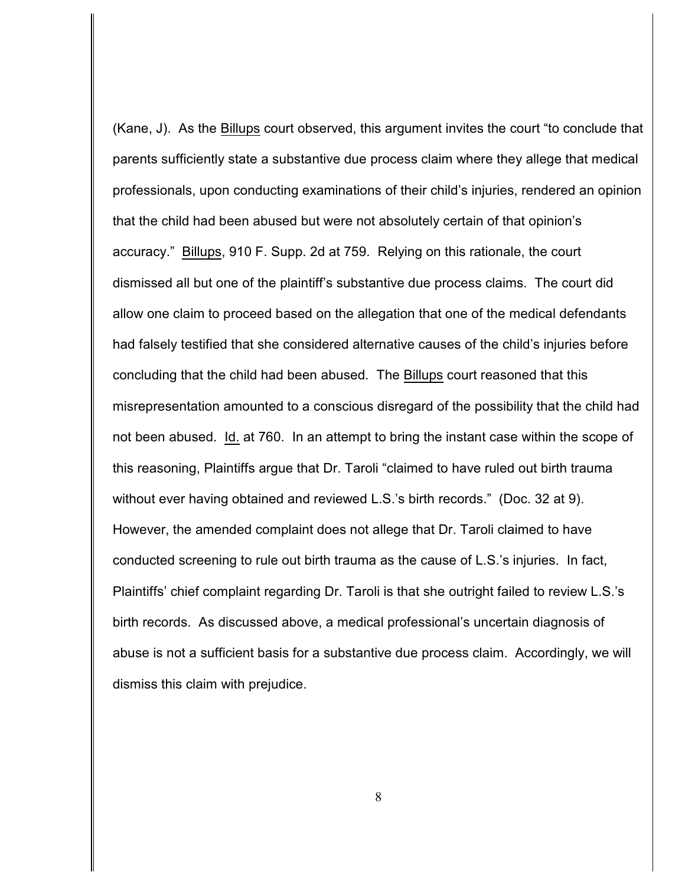(Kane, J). As the Billups court observed, this argument invites the court "to conclude that parents sufficiently state a substantive due process claim where they allege that medical professionals, upon conducting examinations of their child's injuries, rendered an opinion that the child had been abused but were not absolutely certain of that opinion's accuracy." Billups, 910 F. Supp. 2d at 759. Relying on this rationale, the court dismissed all but one of the plaintiff's substantive due process claims. The court did allow one claim to proceed based on the allegation that one of the medical defendants had falsely testified that she considered alternative causes of the child's injuries before concluding that the child had been abused. The Billups court reasoned that this misrepresentation amounted to a conscious disregard of the possibility that the child had not been abused. Id. at 760. In an attempt to bring the instant case within the scope of this reasoning, Plaintiffs argue that Dr. Taroli "claimed to have ruled out birth trauma without ever having obtained and reviewed L.S.'s birth records." (Doc. 32 at 9). However, the amended complaint does not allege that Dr. Taroli claimed to have conducted screening to rule out birth trauma as the cause of L.S.'s injuries. In fact, Plaintiffs' chief complaint regarding Dr. Taroli is that she outright failed to review L.S.'s birth records. As discussed above, a medical professional's uncertain diagnosis of abuse is not a sufficient basis for a substantive due process claim. Accordingly, we will dismiss this claim with prejudice.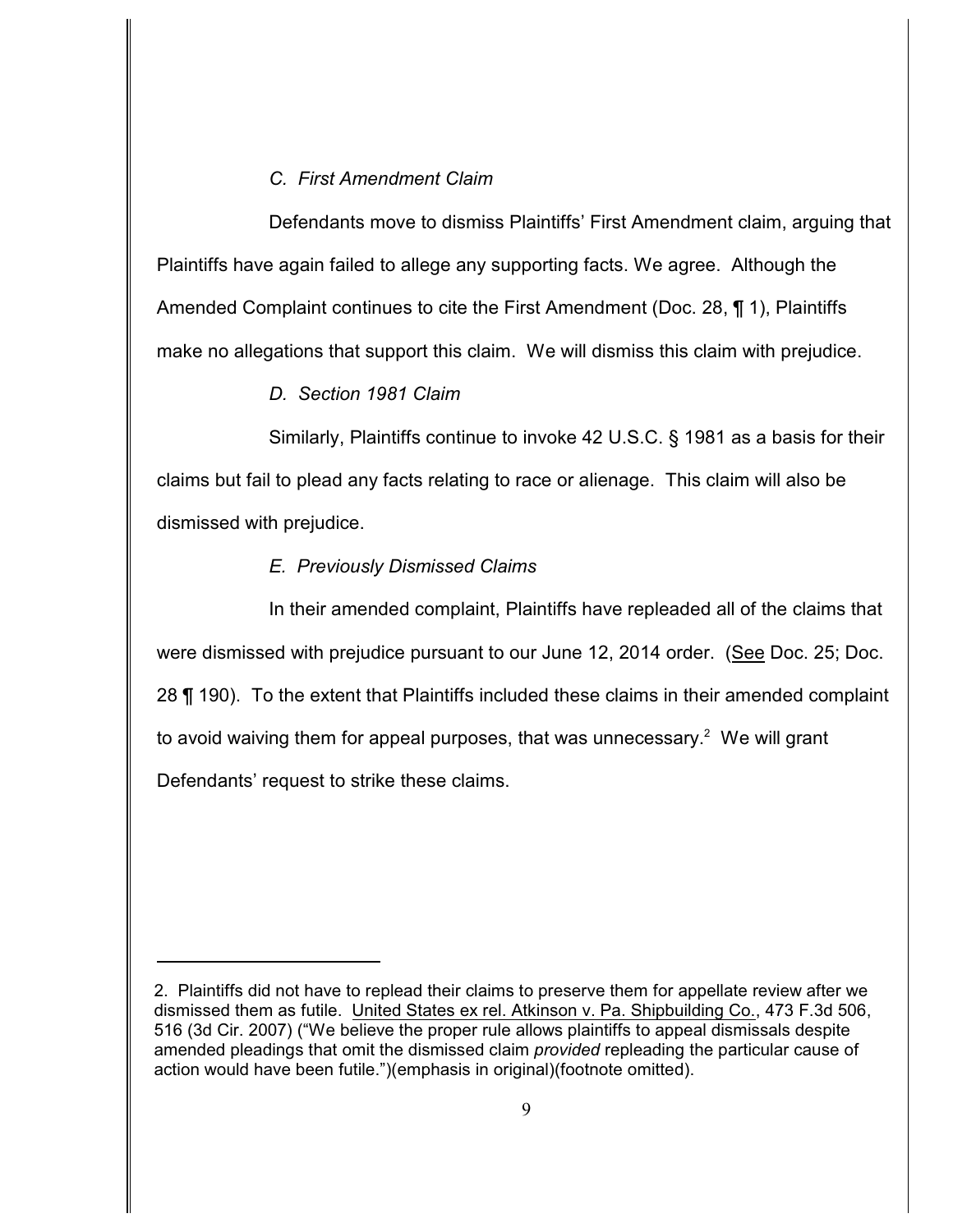### *C. First Amendment Claim*

Defendants move to dismiss Plaintiffs' First Amendment claim, arguing that Plaintiffs have again failed to allege any supporting facts. We agree. Although the Amended Complaint continues to cite the First Amendment (Doc. 28, ¶ 1), Plaintiffs make no allegations that support this claim. We will dismiss this claim with prejudice.

### *D. Section 1981 Claim*

Similarly, Plaintiffs continue to invoke 42 U.S.C. § 1981 as a basis for their claims but fail to plead any facts relating to race or alienage. This claim will also be dismissed with prejudice.

### *E. Previously Dismissed Claims*

In their amended complaint, Plaintiffs have repleaded all of the claims that were dismissed with prejudice pursuant to our June 12, 2014 order. (See Doc. 25; Doc. 28 ¶ 190). To the extent that Plaintiffs included these claims in their amended complaint to avoid waiving them for appeal purposes, that was unnecessary.[2] We will grant Defendants' request to strike these claims.

---

2. Plaintiffs did not have to replead their claims to preserve them for appellate review after we dismissed them as futile. United States ex rel. Atkinson v. Pa. Shipbuilding Co., 473 F.3d 506, 516 (3d Cir. 2007) ("We believe the proper rule allows plaintiffs to appeal dismissals despite amended pleadings that omit the dismissed claim *provided* repleading the particular cause of action would have been futile.")(emphasis in original)(footnote omitted).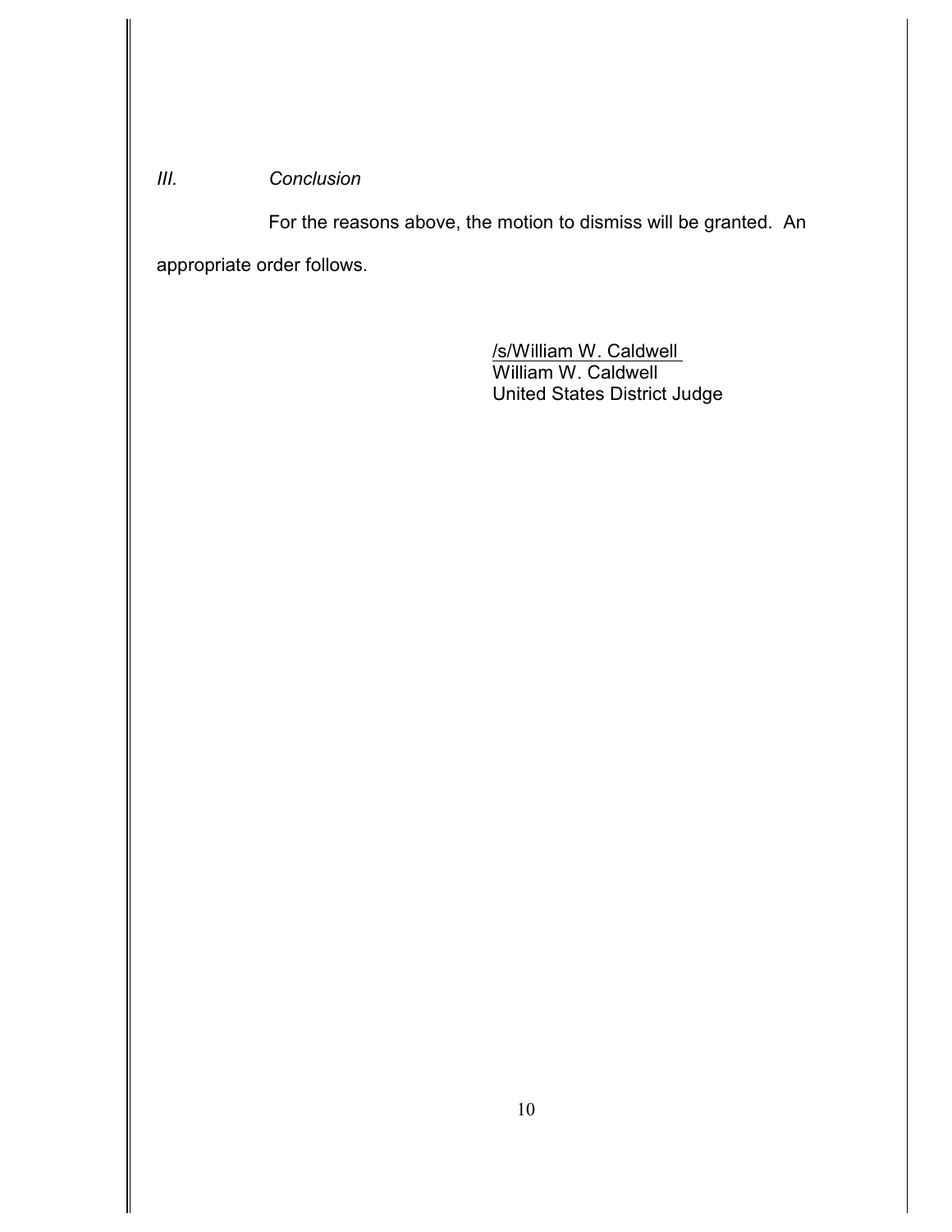### *III. Conclusion*

For the reasons above, the motion to dismiss will be granted. An appropriate order follows.

/s/William W. Caldwell
William W. Caldwell
United States District Judge